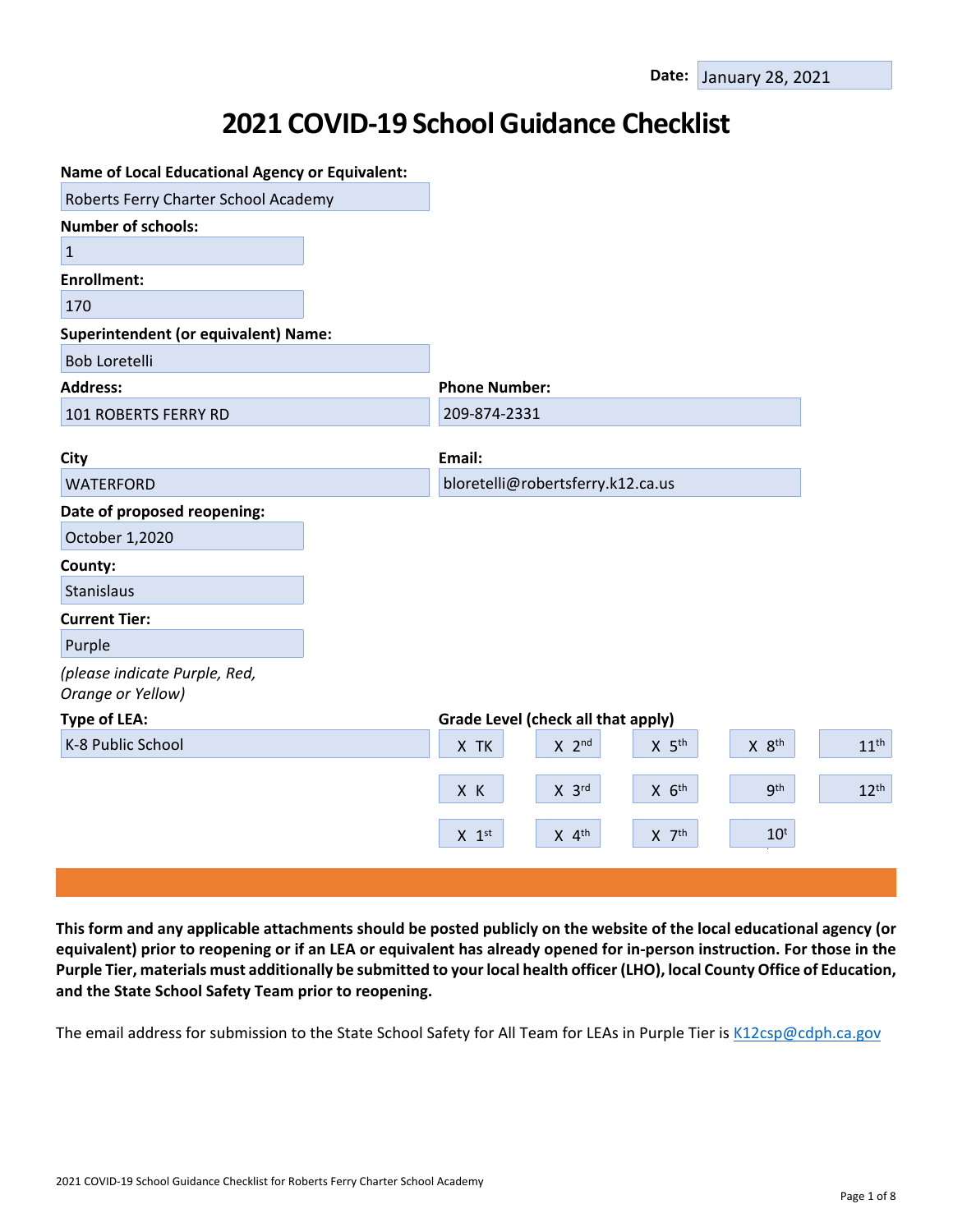**Date:** January 28, 2021

# 2021 COVID-19 School Guidance Checklist

**Name of Local Educational Agency or Equivalent:**
Roberts Ferry Charter School Academy

**Number of schools:**
1

**Enrollment:**
170

**Superintendent (or equivalent) Name:**
Bob Loretelli

**Address:**
101 ROBERTS FERRY RD

**Phone Number:**
209-874-2331

**City**
WATERFORD

**Email:**
bloretelli@robertsferry.k12.ca.us

**Date of proposed reopening:**
October 1,2020

**County:**
Stanislaus

**Current Tier:**
Purple

*(please indicate Purple, Red, Orange or Yellow)*

**Type of LEA:**
K-8 Public School

**Grade Level (check all that apply)**

| | | | | |
|---|---|---|---|---|
| X TK | X 2nd | X 5th | X 8th | 11th |
| X K | X 3rd | X 6th | 9th | 12th |
| X 1st | X 4th | X 7th | 10th | |

**This form and any applicable attachments should be posted publicly on the website of the local educational agency (or equivalent) prior to reopening or if an LEA or equivalent has already opened for in-person instruction. For those in the Purple Tier, materials must additionally be submitted to your local health officer (LHO), local County Office of Education, and the State School Safety Team prior to reopening.**

The email address for submission to the State School Safety for All Team for LEAs in Purple Tier is K12csp@cdph.ca.gov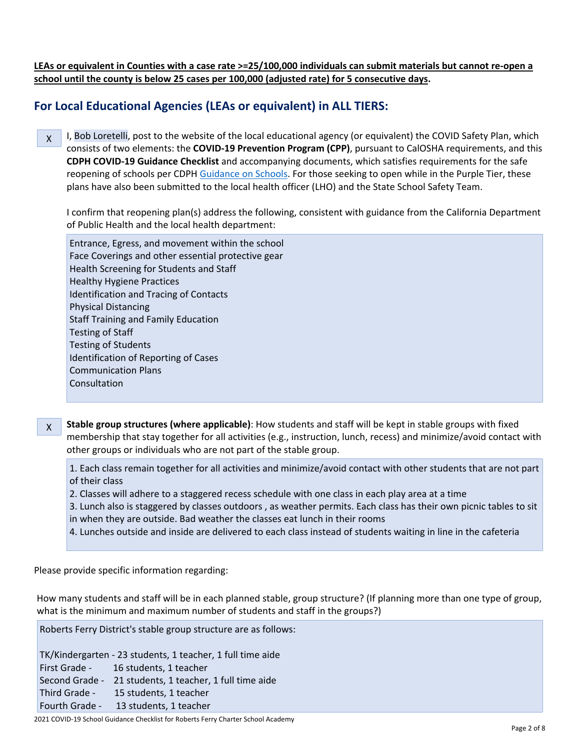**LEAs or equivalent in Counties with a case rate >=25/100,000 individuals can submit materials but cannot re-open a school until the county is below 25 cases per 100,000 (adjusted rate) for 5 consecutive days.**

## For Local Educational Agencies (LEAs or equivalent) in ALL TIERS:

X I, Bob Loretelli, post to the website of the local educational agency (or equivalent) the COVID Safety Plan, which consists of two elements: the **COVID-19 Prevention Program (CPP)**, pursuant to CalOSHA requirements, and this **CDPH COVID-19 Guidance Checklist** and accompanying documents, which satisfies requirements for the safe reopening of schools per CDPH Guidance on Schools. For those seeking to open while in the Purple Tier, these plans have also been submitted to the local health officer (LHO) and the State School Safety Team.

I confirm that reopening plan(s) address the following, consistent with guidance from the California Department of Public Health and the local health department:

Entrance, Egress, and movement within the school
Face Coverings and other essential protective gear
Health Screening for Students and Staff
Healthy Hygiene Practices
Identification and Tracing of Contacts
Physical Distancing
Staff Training and Family Education
Testing of Staff
Testing of Students
Identification of Reporting of Cases
Communication Plans
Consultation

X **Stable group structures (where applicable)**: How students and staff will be kept in stable groups with fixed membership that stay together for all activities (e.g., instruction, lunch, recess) and minimize/avoid contact with other groups or individuals who are not part of the stable group.

1. Each class remain together for all activities and minimize/avoid contact with other students that are not part of their class
2. Classes will adhere to a staggered recess schedule with one class in each play area at a time
3. Lunch also is staggered by classes outdoors , as weather permits. Each class has their own picnic tables to sit in when they are outside. Bad weather the classes eat lunch in their rooms
4. Lunches outside and inside are delivered to each class instead of students waiting in line in the cafeteria

Please provide specific information regarding:

How many students and staff will be in each planned stable, group structure? (If planning more than one type of group, what is the minimum and maximum number of students and staff in the groups?)

Roberts Ferry District's stable group structure are as follows:

TK/Kindergarten - 23 students, 1 teacher, 1 full time aide
First Grade - 16 students, 1 teacher
Second Grade - 21 students, 1 teacher, 1 full time aide
Third Grade - 15 students, 1 teacher
Fourth Grade - 13 students, 1 teacher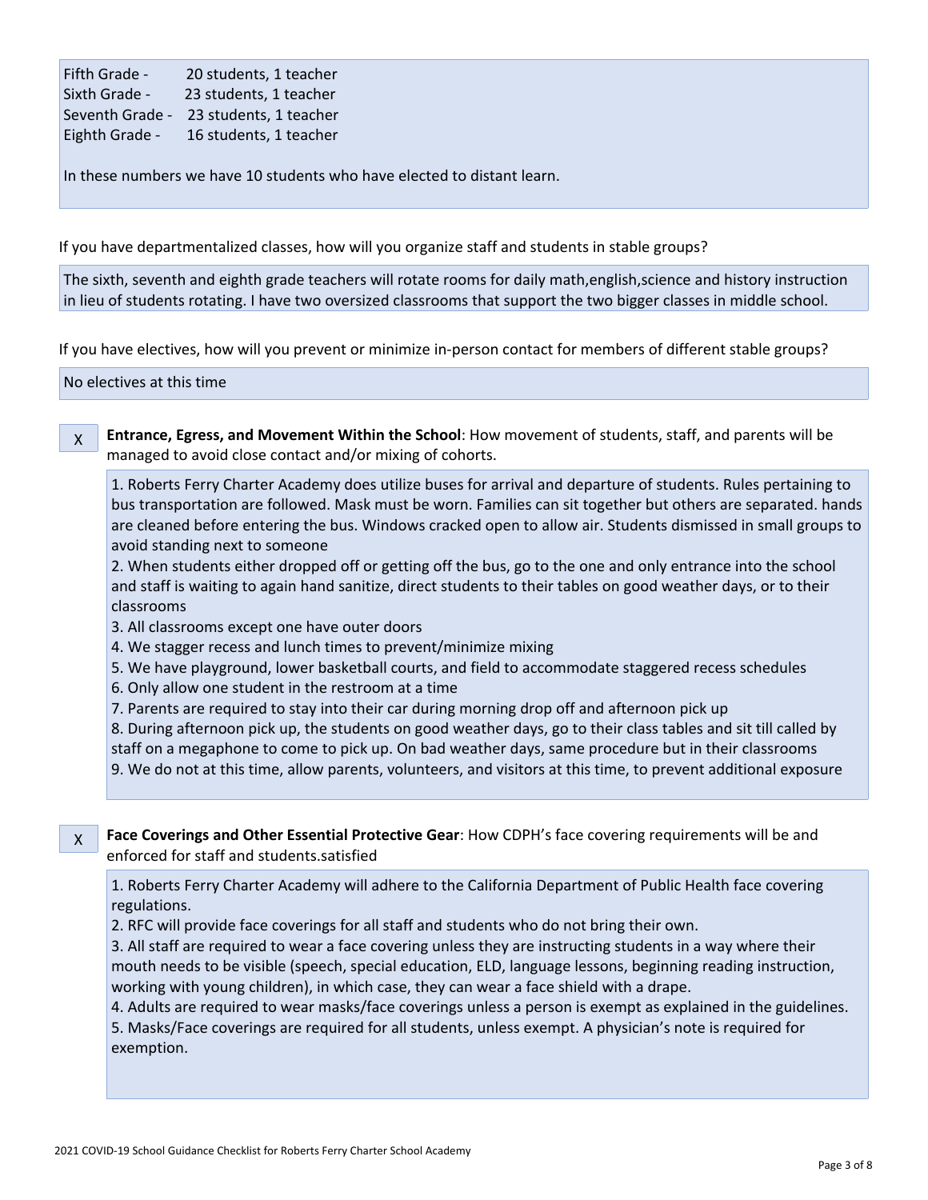Fifth Grade - 20 students, 1 teacher
Sixth Grade - 23 students, 1 teacher
Seventh Grade - 23 students, 1 teacher
Eighth Grade - 16 students, 1 teacher

In these numbers we have 10 students who have elected to distant learn.

If you have departmentalized classes, how will you organize staff and students in stable groups?

The sixth, seventh and eighth grade teachers will rotate rooms for daily math,english,science and history instruction in lieu of students rotating. I have two oversized classrooms that support the two bigger classes in middle school.

If you have electives, how will you prevent or minimize in-person contact for members of different stable groups?

No electives at this time

X **Entrance, Egress, and Movement Within the School**: How movement of students, staff, and parents will be managed to avoid close contact and/or mixing of cohorts.

1. Roberts Ferry Charter Academy does utilize buses for arrival and departure of students. Rules pertaining to bus transportation are followed. Mask must be worn. Families can sit together but others are separated. hands are cleaned before entering the bus. Windows cracked open to allow air. Students dismissed in small groups to avoid standing next to someone
2. When students either dropped off or getting off the bus, go to the one and only entrance into the school and staff is waiting to again hand sanitize, direct students to their tables on good weather days, or to their classrooms
3. All classrooms except one have outer doors
4. We stagger recess and lunch times to prevent/minimize mixing
5. We have playground, lower basketball courts, and field to accommodate staggered recess schedules
6. Only allow one student in the restroom at a time
7. Parents are required to stay into their car during morning drop off and afternoon pick up
8. During afternoon pick up, the students on good weather days, go to their class tables and sit till called by staff on a megaphone to come to pick up. On bad weather days, same procedure but in their classrooms
9. We do not at this time, allow parents, volunteers, and visitors at this time, to prevent additional exposure

X **Face Coverings and Other Essential Protective Gear**: How CDPH's face covering requirements will be and enforced for staff and students.satisfied

1. Roberts Ferry Charter Academy will adhere to the California Department of Public Health face covering regulations.
2. RFC will provide face coverings for all staff and students who do not bring their own.
3. All staff are required to wear a face covering unless they are instructing students in a way where their mouth needs to be visible (speech, special education, ELD, language lessons, beginning reading instruction, working with young children), in which case, they can wear a face shield with a drape.
4. Adults are required to wear masks/face coverings unless a person is exempt as explained in the guidelines.
5. Masks/Face coverings are required for all students, unless exempt. A physician's note is required for exemption.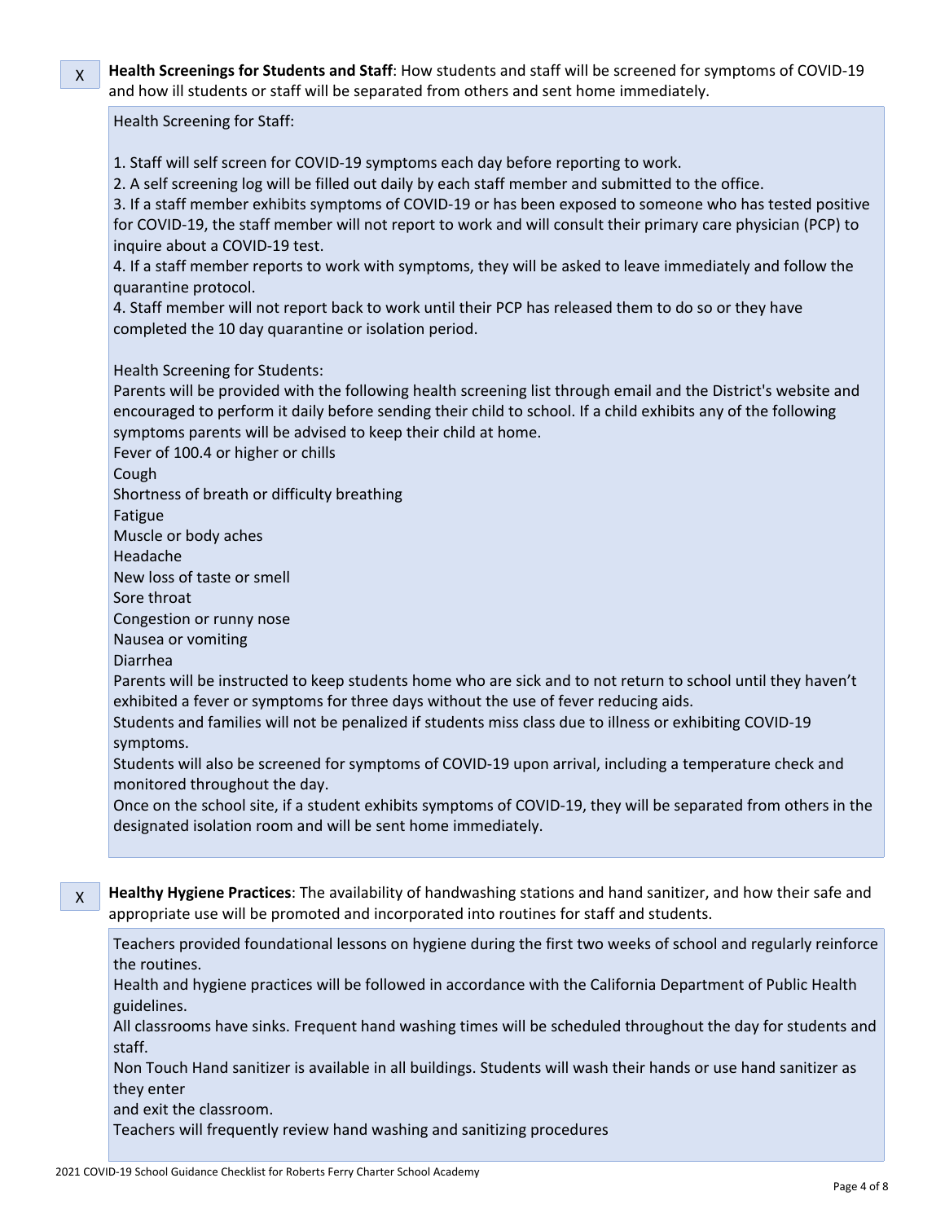X **Health Screenings for Students and Staff**: How students and staff will be screened for symptoms of COVID-19 and how ill students or staff will be separated from others and sent home immediately.

Health Screening for Staff:

1. Staff will self screen for COVID-19 symptoms each day before reporting to work.
2. A self screening log will be filled out daily by each staff member and submitted to the office.
3. If a staff member exhibits symptoms of COVID-19 or has been exposed to someone who has tested positive for COVID-19, the staff member will not report to work and will consult their primary care physician (PCP) to inquire about a COVID-19 test.
4. If a staff member reports to work with symptoms, they will be asked to leave immediately and follow the quarantine protocol.
4. Staff member will not report back to work until their PCP has released them to do so or they have completed the 10 day quarantine or isolation period.

Health Screening for Students:
Parents will be provided with the following health screening list through email and the District's website and encouraged to perform it daily before sending their child to school. If a child exhibits any of the following symptoms parents will be advised to keep their child at home.
Fever of 100.4 or higher or chills
Cough
Shortness of breath or difficulty breathing
Fatigue
Muscle or body aches
Headache
New loss of taste or smell
Sore throat
Congestion or runny nose
Nausea or vomiting
Diarrhea
Parents will be instructed to keep students home who are sick and to not return to school until they haven't exhibited a fever or symptoms for three days without the use of fever reducing aids.
Students and families will not be penalized if students miss class due to illness or exhibiting COVID-19 symptoms.
Students will also be screened for symptoms of COVID-19 upon arrival, including a temperature check and monitored throughout the day.
Once on the school site, if a student exhibits symptoms of COVID-19, they will be separated from others in the designated isolation room and will be sent home immediately.

X **Healthy Hygiene Practices**: The availability of handwashing stations and hand sanitizer, and how their safe and appropriate use will be promoted and incorporated into routines for staff and students.

Teachers provided foundational lessons on hygiene during the first two weeks of school and regularly reinforce the routines.
Health and hygiene practices will be followed in accordance with the California Department of Public Health guidelines.
All classrooms have sinks. Frequent hand washing times will be scheduled throughout the day for students and staff.
Non Touch Hand sanitizer is available in all buildings. Students will wash their hands or use hand sanitizer as they enter
and exit the classroom.
Teachers will frequently review hand washing and sanitizing procedures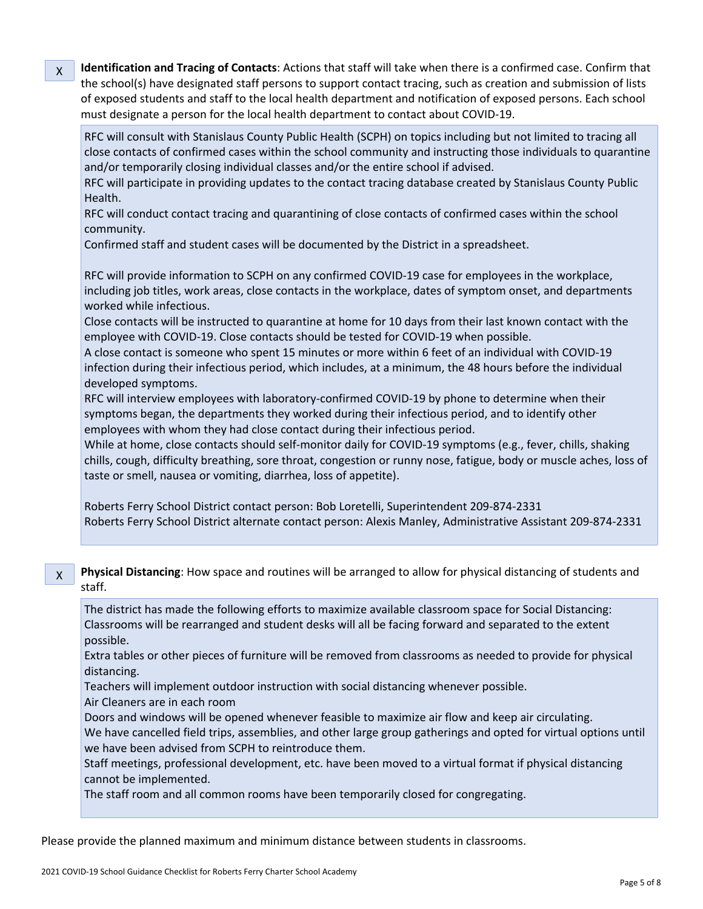X **Identification and Tracing of Contacts**: Actions that staff will take when there is a confirmed case. Confirm that the school(s) have designated staff persons to support contact tracing, such as creation and submission of lists of exposed students and staff to the local health department and notification of exposed persons. Each school must designate a person for the local health department to contact about COVID-19.

RFC will consult with Stanislaus County Public Health (SCPH) on topics including but not limited to tracing all close contacts of confirmed cases within the school community and instructing those individuals to quarantine and/or temporarily closing individual classes and/or the entire school if advised.
RFC will participate in providing updates to the contact tracing database created by Stanislaus County Public Health.
RFC will conduct contact tracing and quarantining of close contacts of confirmed cases within the school community.
Confirmed staff and student cases will be documented by the District in a spreadsheet.

RFC will provide information to SCPH on any confirmed COVID-19 case for employees in the workplace, including job titles, work areas, close contacts in the workplace, dates of symptom onset, and departments worked while infectious.
Close contacts will be instructed to quarantine at home for 10 days from their last known contact with the employee with COVID-19. Close contacts should be tested for COVID-19 when possible.
A close contact is someone who spent 15 minutes or more within 6 feet of an individual with COVID-19 infection during their infectious period, which includes, at a minimum, the 48 hours before the individual developed symptoms.
RFC will interview employees with laboratory-confirmed COVID-19 by phone to determine when their symptoms began, the departments they worked during their infectious period, and to identify other employees with whom they had close contact during their infectious period.
While at home, close contacts should self-monitor daily for COVID-19 symptoms (e.g., fever, chills, shaking chills, cough, difficulty breathing, sore throat, congestion or runny nose, fatigue, body or muscle aches, loss of taste or smell, nausea or vomiting, diarrhea, loss of appetite).

Roberts Ferry School District contact person: Bob Loretelli, Superintendent 209-874-2331
Roberts Ferry School District alternate contact person: Alexis Manley, Administrative Assistant 209-874-2331

X **Physical Distancing**: How space and routines will be arranged to allow for physical distancing of students and staff.

The district has made the following efforts to maximize available classroom space for Social Distancing:
Classrooms will be rearranged and student desks will all be facing forward and separated to the extent possible.
Extra tables or other pieces of furniture will be removed from classrooms as needed to provide for physical distancing.
Teachers will implement outdoor instruction with social distancing whenever possible.
Air Cleaners are in each room
Doors and windows will be opened whenever feasible to maximize air flow and keep air circulating.
We have cancelled field trips, assemblies, and other large group gatherings and opted for virtual options until we have been advised from SCPH to reintroduce them.
Staff meetings, professional development, etc. have been moved to a virtual format if physical distancing cannot be implemented.
The staff room and all common rooms have been temporarily closed for congregating.

Please provide the planned maximum and minimum distance between students in classrooms.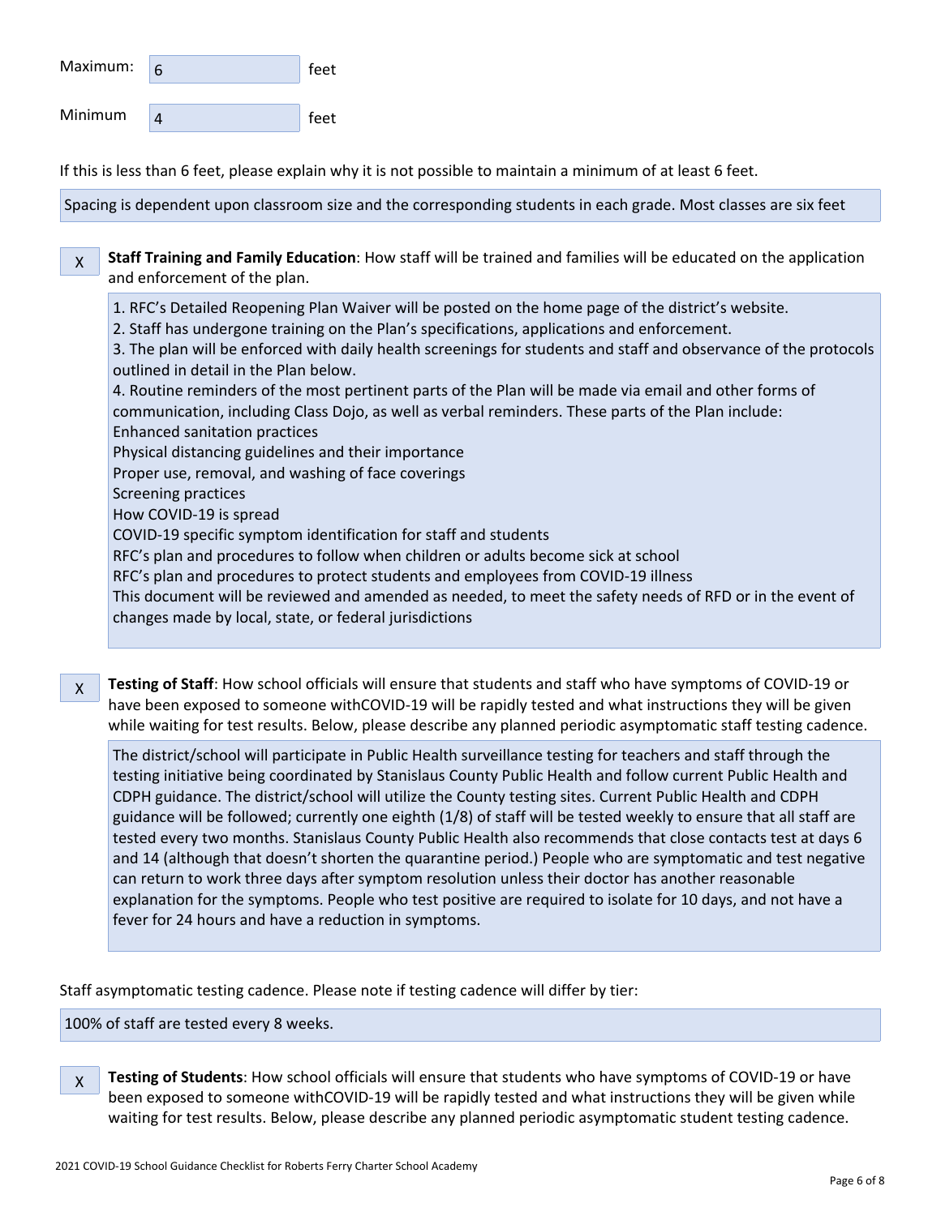Maximum: 6 feet

Minimum 4 feet

If this is less than 6 feet, please explain why it is not possible to maintain a minimum of at least 6 feet.

Spacing is dependent upon classroom size and the corresponding students in each grade. Most classes are six feet

X **Staff Training and Family Education**: How staff will be trained and families will be educated on the application and enforcement of the plan.

1. RFC's Detailed Reopening Plan Waiver will be posted on the home page of the district's website.
2. Staff has undergone training on the Plan's specifications, applications and enforcement.
3. The plan will be enforced with daily health screenings for students and staff and observance of the protocols outlined in detail in the Plan below.
4. Routine reminders of the most pertinent parts of the Plan will be made via email and other forms of communication, including Class Dojo, as well as verbal reminders. These parts of the Plan include:

Enhanced sanitation practices
Physical distancing guidelines and their importance
Proper use, removal, and washing of face coverings
Screening practices
How COVID-19 is spread
COVID-19 specific symptom identification for staff and students
RFC's plan and procedures to follow when children or adults become sick at school
RFC's plan and procedures to protect students and employees from COVID-19 illness
This document will be reviewed and amended as needed, to meet the safety needs of RFD or in the event of changes made by local, state, or federal jurisdictions

X **Testing of Staff**: How school officials will ensure that students and staff who have symptoms of COVID-19 or have been exposed to someone withCOVID-19 will be rapidly tested and what instructions they will be given while waiting for test results. Below, please describe any planned periodic asymptomatic staff testing cadence.

The district/school will participate in Public Health surveillance testing for teachers and staff through the testing initiative being coordinated by Stanislaus County Public Health and follow current Public Health and CDPH guidance. The district/school will utilize the County testing sites. Current Public Health and CDPH guidance will be followed; currently one eighth (1/8) of staff will be tested weekly to ensure that all staff are tested every two months. Stanislaus County Public Health also recommends that close contacts test at days 6 and 14 (although that doesn't shorten the quarantine period.) People who are symptomatic and test negative can return to work three days after symptom resolution unless their doctor has another reasonable explanation for the symptoms. People who test positive are required to isolate for 10 days, and not have a fever for 24 hours and have a reduction in symptoms.

Staff asymptomatic testing cadence. Please note if testing cadence will differ by tier:

100% of staff are tested every 8 weeks.

X **Testing of Students**: How school officials will ensure that students who have symptoms of COVID-19 or have been exposed to someone withCOVID-19 will be rapidly tested and what instructions they will be given while waiting for test results. Below, please describe any planned periodic asymptomatic student testing cadence.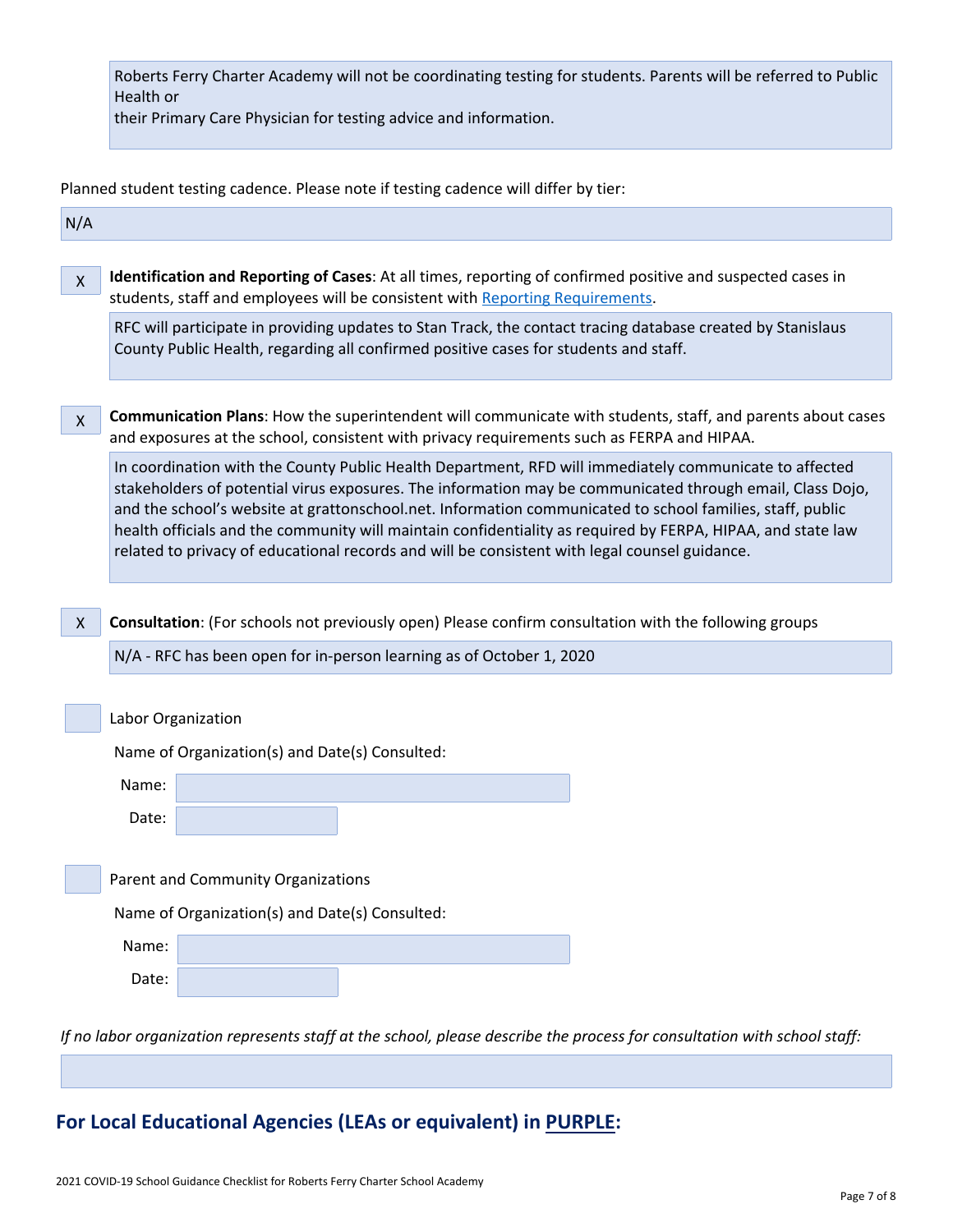Roberts Ferry Charter Academy will not be coordinating testing for students. Parents will be referred to Public Health or
their Primary Care Physician for testing advice and information.

Planned student testing cadence. Please note if testing cadence will differ by tier:

N/A

X **Identification and Reporting of Cases**: At all times, reporting of confirmed positive and suspected cases in students, staff and employees will be consistent with [Reporting Requirements](#).

RFC will participate in providing updates to Stan Track, the contact tracing database created by Stanislaus County Public Health, regarding all confirmed positive cases for students and staff.

X **Communication Plans**: How the superintendent will communicate with students, staff, and parents about cases and exposures at the school, consistent with privacy requirements such as FERPA and HIPAA.

In coordination with the County Public Health Department, RFD will immediately communicate to affected stakeholders of potential virus exposures. The information may be communicated through email, Class Dojo, and the school's website at grattonschool.net. Information communicated to school families, staff, public health officials and the community will maintain confidentiality as required by FERPA, HIPAA, and state law related to privacy of educational records and will be consistent with legal counsel guidance.

X **Consultation**: (For schools not previously open) Please confirm consultation with the following groups

N/A - RFC has been open for in-person learning as of October 1, 2020

☐ Labor Organization

Name of Organization(s) and Date(s) Consulted:

Name:

Date:

☐ Parent and Community Organizations

Name of Organization(s) and Date(s) Consulted:

Name:

Date:

*If no labor organization represents staff at the school, please describe the process for consultation with school staff:*

## For Local Educational Agencies (LEAs or equivalent) in PURPLE: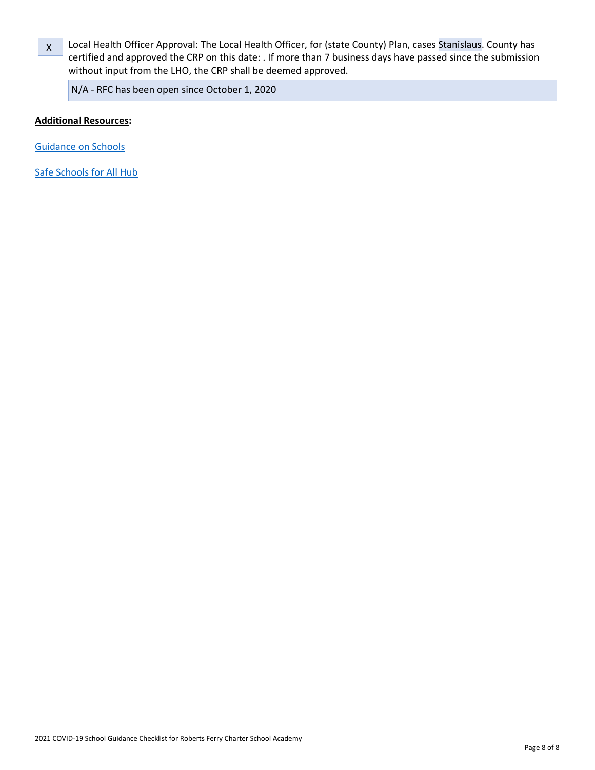X Local Health Officer Approval: The Local Health Officer, for (state County) Plan, cases Stanislaus. County has certified and approved the CRP on this date: . If more than 7 business days have passed since the submission without input from the LHO, the CRP shall be deemed approved.

N/A - RFC has been open since October 1, 2020

**Additional Resources:**

Guidance on Schools

Safe Schools for All Hub